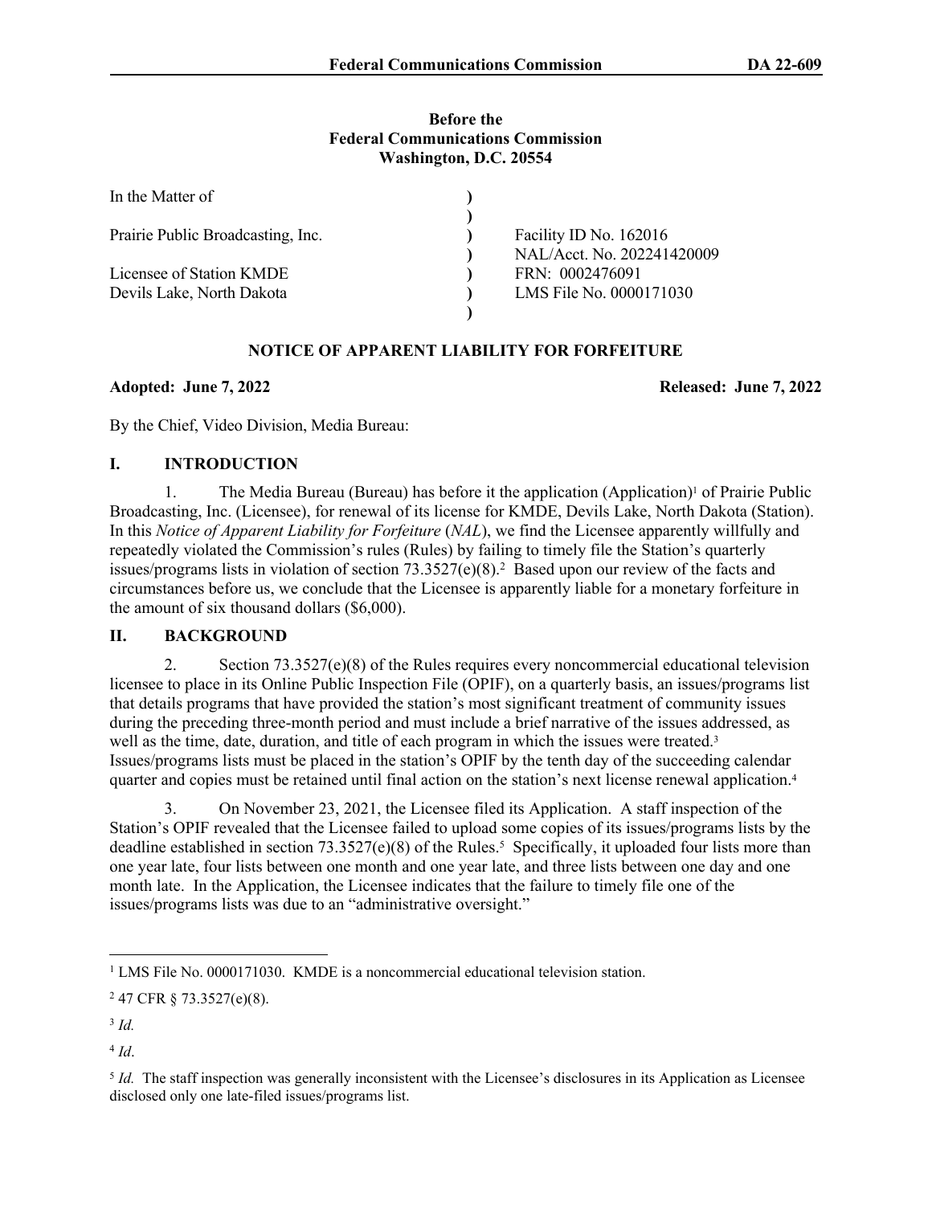**Before the**
**Federal Communications Commission**
**Washington, D.C. 20554**

| | | |
|---|---|---|
| In the Matter of | ) | |
| | ) | |
| Prairie Public Broadcasting, Inc. | ) | Facility ID No. 162016 |
| | ) | NAL/Acct. No. 202241420009 |
| Licensee of Station KMDE | ) | FRN: 0002476091 |
| Devils Lake, North Dakota | ) | LMS File No. 0000171030 |
| | ) | |

## NOTICE OF APPARENT LIABILITY FOR FORFEITURE

**Adopted: June 7, 2022** **Released: June 7, 2022**

By the Chief, Video Division, Media Bureau:

## I. INTRODUCTION

1. The Media Bureau (Bureau) has before it the application (Application)[1] of Prairie Public Broadcasting, Inc. (Licensee), for renewal of its license for KMDE, Devils Lake, North Dakota (Station). In this *Notice of Apparent Liability for Forfeiture* (*NAL*), we find the Licensee apparently willfully and repeatedly violated the Commission's rules (Rules) by failing to timely file the Station's quarterly issues/programs lists in violation of section 73.3527(e)(8).[2] Based upon our review of the facts and circumstances before us, we conclude that the Licensee is apparently liable for a monetary forfeiture in the amount of six thousand dollars ($6,000).

## II. BACKGROUND

2. Section 73.3527(e)(8) of the Rules requires every noncommercial educational television licensee to place in its Online Public Inspection File (OPIF), on a quarterly basis, an issues/programs list that details programs that have provided the station's most significant treatment of community issues during the preceding three-month period and must include a brief narrative of the issues addressed, as well as the time, date, duration, and title of each program in which the issues were treated.[3] Issues/programs lists must be placed in the station's OPIF by the tenth day of the succeeding calendar quarter and copies must be retained until final action on the station's next license renewal application.[4]

3. On November 23, 2021, the Licensee filed its Application. A staff inspection of the Station's OPIF revealed that the Licensee failed to upload some copies of its issues/programs lists by the deadline established in section 73.3527(e)(8) of the Rules.[5] Specifically, it uploaded four lists more than one year late, four lists between one month and one year late, and three lists between one day and one month late. In the Application, the Licensee indicates that the failure to timely file one of the issues/programs lists was due to an "administrative oversight."

---

[1] LMS File No. 0000171030. KMDE is a noncommercial educational television station.

[2] 47 CFR § 73.3527(e)(8).

[3] *Id.*

[4] *Id*.

[5] *Id.* The staff inspection was generally inconsistent with the Licensee's disclosures in its Application as Licensee disclosed only one late-filed issues/programs list.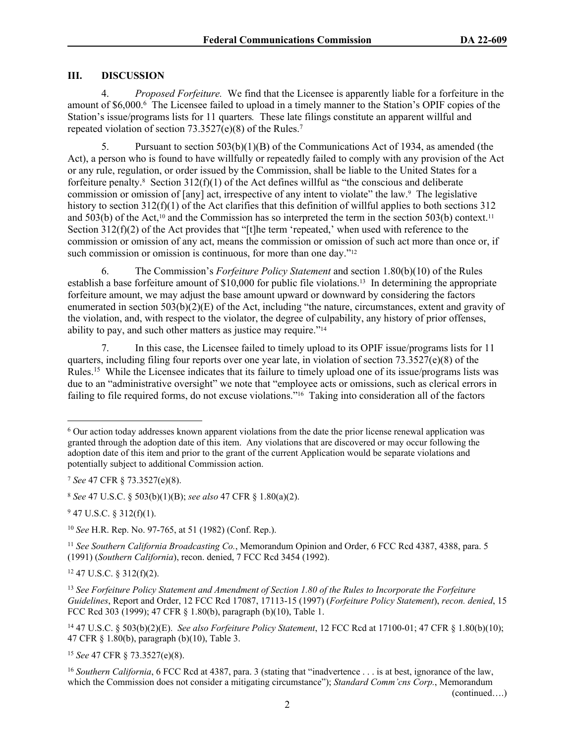## III. DISCUSSION

4. *Proposed Forfeiture.* We find that the Licensee is apparently liable for a forfeiture in the amount of $6,000.[6] The Licensee failed to upload in a timely manner to the Station's OPIF copies of the Station's issue/programs lists for 11 quarters*.* These late filings constitute an apparent willful and repeated violation of section 73.3527(e)(8) of the Rules.[7]

5. Pursuant to section 503(b)(1)(B) of the Communications Act of 1934, as amended (the Act), a person who is found to have willfully or repeatedly failed to comply with any provision of the Act or any rule, regulation, or order issued by the Commission, shall be liable to the United States for a forfeiture penalty.[8] Section 312(f)(1) of the Act defines willful as "the conscious and deliberate commission or omission of [any] act, irrespective of any intent to violate" the law.[9] The legislative history to section 312(f)(1) of the Act clarifies that this definition of willful applies to both sections 312 and 503(b) of the Act,[10] and the Commission has so interpreted the term in the section 503(b) context.[11] Section 312(f)(2) of the Act provides that "[t]he term 'repeated,' when used with reference to the commission or omission of any act, means the commission or omission of such act more than once or, if such commission or omission is continuous, for more than one day."[12]

6. The Commission's *Forfeiture Policy Statement* and section 1.80(b)(10) of the Rules establish a base forfeiture amount of $10,000 for public file violations.[13] In determining the appropriate forfeiture amount, we may adjust the base amount upward or downward by considering the factors enumerated in section 503(b)(2)(E) of the Act, including "the nature, circumstances, extent and gravity of the violation, and, with respect to the violator, the degree of culpability, any history of prior offenses, ability to pay, and such other matters as justice may require."[14]

7. In this case, the Licensee failed to timely upload to its OPIF issue/programs lists for 11 quarters, including filing four reports over one year late, in violation of section 73.3527(e)(8) of the Rules.[15] While the Licensee indicates that its failure to timely upload one of its issue/programs lists was due to an "administrative oversight" we note that "employee acts or omissions, such as clerical errors in failing to file required forms, do not excuse violations."[16] Taking into consideration all of the factors

---

[6] Our action today addresses known apparent violations from the date the prior license renewal application was granted through the adoption date of this item. Any violations that are discovered or may occur following the adoption date of this item and prior to the grant of the current Application would be separate violations and potentially subject to additional Commission action.

[7] *See* 47 CFR § 73.3527(e)(8).

[8] *See* 47 U.S.C. § 503(b)(1)(B); *see also* 47 CFR § 1.80(a)(2).

[9] 47 U.S.C. § 312(f)(1).

[10] *See* H.R. Rep. No. 97-765, at 51 (1982) (Conf. Rep.).

[11] *See Southern California Broadcasting Co.*, Memorandum Opinion and Order, 6 FCC Rcd 4387, 4388, para. 5 (1991) (*Southern California*), recon. denied, 7 FCC Rcd 3454 (1992).

[12] 47 U.S.C. § 312(f)(2).

[13] *See Forfeiture Policy Statement and Amendment of Section 1.80 of the Rules to Incorporate the Forfeiture Guidelines*, Report and Order, 12 FCC Rcd 17087, 17113-15 (1997) (*Forfeiture Policy Statement*), *recon. denied*, 15 FCC Rcd 303 (1999); 47 CFR § 1.80(b), paragraph (b)(10), Table 1.

[14] 47 U.S.C. § 503(b)(2)(E). *See also Forfeiture Policy Statement*, 12 FCC Rcd at 17100-01; 47 CFR § 1.80(b)(10); 47 CFR § 1.80(b), paragraph (b)(10), Table 3.

[15] *See* 47 CFR § 73.3527(e)(8).

[16] *Southern California*, 6 FCC Rcd at 4387, para. 3 (stating that "inadvertence . . . is at best, ignorance of the law, which the Commission does not consider a mitigating circumstance"); *Standard Comm'cns Corp.*, Memorandum

(continued….)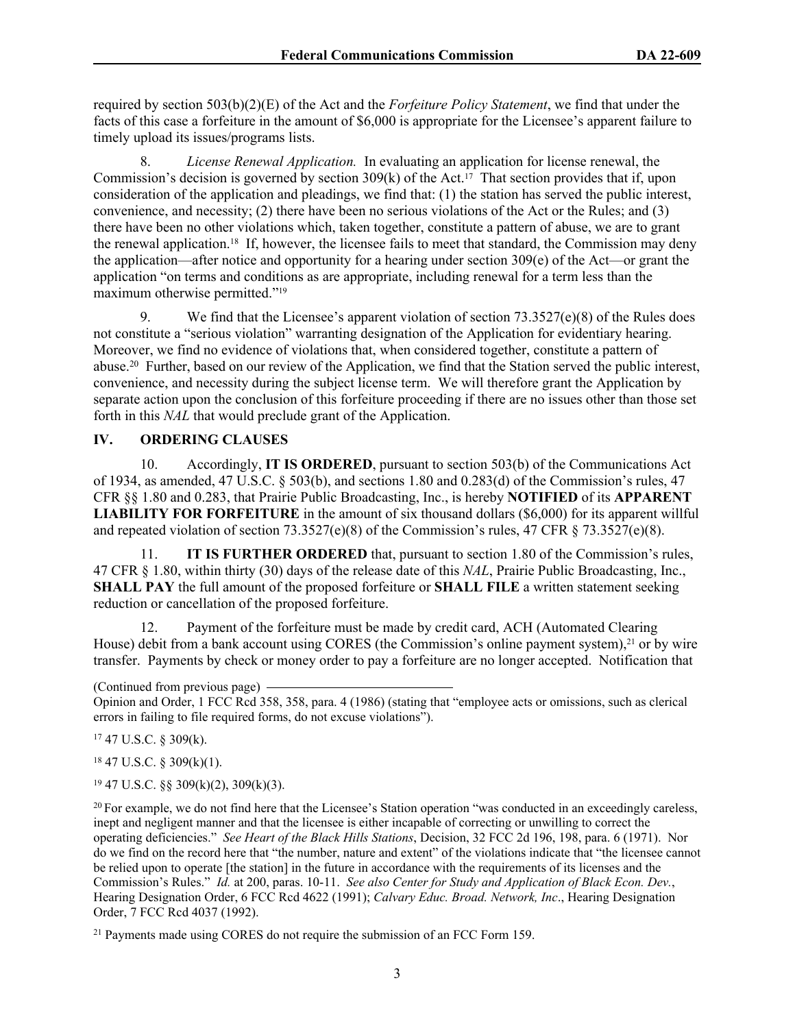required by section 503(b)(2)(E) of the Act and the *Forfeiture Policy Statement*, we find that under the facts of this case a forfeiture in the amount of $6,000 is appropriate for the Licensee's apparent failure to timely upload its issues/programs lists.

8. *License Renewal Application.* In evaluating an application for license renewal, the Commission's decision is governed by section 309(k) of the Act.[17] That section provides that if, upon consideration of the application and pleadings, we find that: (1) the station has served the public interest, convenience, and necessity; (2) there have been no serious violations of the Act or the Rules; and (3) there have been no other violations which, taken together, constitute a pattern of abuse, we are to grant the renewal application.[18] If, however, the licensee fails to meet that standard, the Commission may deny the application—after notice and opportunity for a hearing under section 309(e) of the Act—or grant the application "on terms and conditions as are appropriate, including renewal for a term less than the maximum otherwise permitted."[19]

9. We find that the Licensee's apparent violation of section 73.3527(e)(8) of the Rules does not constitute a "serious violation" warranting designation of the Application for evidentiary hearing. Moreover, we find no evidence of violations that, when considered together, constitute a pattern of abuse.[20] Further, based on our review of the Application, we find that the Station served the public interest, convenience, and necessity during the subject license term. We will therefore grant the Application by separate action upon the conclusion of this forfeiture proceeding if there are no issues other than those set forth in this *NAL* that would preclude grant of the Application.

## IV. ORDERING CLAUSES

10. Accordingly, **IT IS ORDERED**, pursuant to section 503(b) of the Communications Act of 1934, as amended, 47 U.S.C. § 503(b), and sections 1.80 and 0.283(d) of the Commission's rules, 47 CFR §§ 1.80 and 0.283, that Prairie Public Broadcasting, Inc., is hereby **NOTIFIED** of its **APPARENT LIABILITY FOR FORFEITURE** in the amount of six thousand dollars ($6,000) for its apparent willful and repeated violation of section 73.3527(e)(8) of the Commission's rules, 47 CFR § 73.3527(e)(8).

11. **IT IS FURTHER ORDERED** that, pursuant to section 1.80 of the Commission's rules, 47 CFR § 1.80, within thirty (30) days of the release date of this *NAL*, Prairie Public Broadcasting, Inc., **SHALL PAY** the full amount of the proposed forfeiture or **SHALL FILE** a written statement seeking reduction or cancellation of the proposed forfeiture.

12. Payment of the forfeiture must be made by credit card, ACH (Automated Clearing House) debit from a bank account using CORES (the Commission's online payment system),[21] or by wire transfer. Payments by check or money order to pay a forfeiture are no longer accepted. Notification that

---

(Continued from previous page)
Opinion and Order, 1 FCC Rcd 358, 358, para. 4 (1986) (stating that "employee acts or omissions, such as clerical errors in failing to file required forms, do not excuse violations").

[17] 47 U.S.C. § 309(k).

[18] 47 U.S.C. § 309(k)(1).

[19] 47 U.S.C. §§ 309(k)(2), 309(k)(3).

[20] For example, we do not find here that the Licensee's Station operation "was conducted in an exceedingly careless, inept and negligent manner and that the licensee is either incapable of correcting or unwilling to correct the operating deficiencies." *See Heart of the Black Hills Stations*, Decision, 32 FCC 2d 196, 198, para. 6 (1971). Nor do we find on the record here that "the number, nature and extent" of the violations indicate that "the licensee cannot be relied upon to operate [the station] in the future in accordance with the requirements of its licenses and the Commission's Rules." *Id.* at 200, paras. 10-11. *See also Center for Study and Application of Black Econ. Dev.*, Hearing Designation Order, 6 FCC Rcd 4622 (1991); *Calvary Educ. Broad. Network, Inc*., Hearing Designation Order, 7 FCC Rcd 4037 (1992).

[21] Payments made using CORES do not require the submission of an FCC Form 159.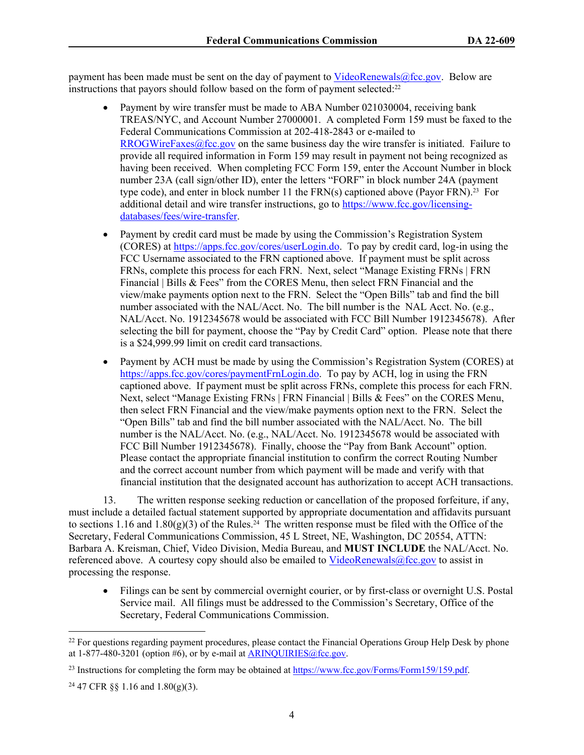payment has been made must be sent on the day of payment to VideoRenewals@fcc.gov. Below are instructions that payors should follow based on the form of payment selected:[22]

- Payment by wire transfer must be made to ABA Number 021030004, receiving bank TREAS/NYC, and Account Number 27000001. A completed Form 159 must be faxed to the Federal Communications Commission at 202-418-2843 or e-mailed to RROGWireFaxes@fcc.gov on the same business day the wire transfer is initiated. Failure to provide all required information in Form 159 may result in payment not being recognized as having been received. When completing FCC Form 159, enter the Account Number in block number 23A (call sign/other ID), enter the letters "FORF" in block number 24A (payment type code), and enter in block number 11 the FRN(s) captioned above (Payor FRN).[23] For additional detail and wire transfer instructions, go to https://www.fcc.gov/licensing-databases/fees/wire-transfer.

- Payment by credit card must be made by using the Commission's Registration System (CORES) at https://apps.fcc.gov/cores/userLogin.do. To pay by credit card, log-in using the FCC Username associated to the FRN captioned above. If payment must be split across FRNs, complete this process for each FRN. Next, select "Manage Existing FRNs | FRN Financial | Bills & Fees" from the CORES Menu, then select FRN Financial and the view/make payments option next to the FRN. Select the "Open Bills" tab and find the bill number associated with the NAL/Acct. No. The bill number is the NAL Acct. No. (e.g., NAL/Acct. No. 1912345678 would be associated with FCC Bill Number 1912345678). After selecting the bill for payment, choose the "Pay by Credit Card" option. Please note that there is a $24,999.99 limit on credit card transactions.

- Payment by ACH must be made by using the Commission's Registration System (CORES) at https://apps.fcc.gov/cores/paymentFrnLogin.do. To pay by ACH, log in using the FRN captioned above. If payment must be split across FRNs, complete this process for each FRN. Next, select "Manage Existing FRNs | FRN Financial | Bills & Fees" on the CORES Menu, then select FRN Financial and the view/make payments option next to the FRN. Select the "Open Bills" tab and find the bill number associated with the NAL/Acct. No. The bill number is the NAL/Acct. No. (e.g., NAL/Acct. No. 1912345678 would be associated with FCC Bill Number 1912345678). Finally, choose the "Pay from Bank Account" option. Please contact the appropriate financial institution to confirm the correct Routing Number and the correct account number from which payment will be made and verify with that financial institution that the designated account has authorization to accept ACH transactions.

13. The written response seeking reduction or cancellation of the proposed forfeiture, if any, must include a detailed factual statement supported by appropriate documentation and affidavits pursuant to sections 1.16 and 1.80(g)(3) of the Rules.[24] The written response must be filed with the Office of the Secretary, Federal Communications Commission, 45 L Street, NE, Washington, DC 20554, ATTN: Barbara A. Kreisman, Chief, Video Division, Media Bureau, and **MUST INCLUDE** the NAL/Acct. No. referenced above. A courtesy copy should also be emailed to VideoRenewals@fcc.gov to assist in processing the response.

- Filings can be sent by commercial overnight courier, or by first-class or overnight U.S. Postal Service mail. All filings must be addressed to the Commission's Secretary, Office of the Secretary, Federal Communications Commission.

---

[22] For questions regarding payment procedures, please contact the Financial Operations Group Help Desk by phone at 1-877-480-3201 (option #6), or by e-mail at ARINQUIRIES@fcc.gov.

[23] Instructions for completing the form may be obtained at https://www.fcc.gov/Forms/Form159/159.pdf.

[24] 47 CFR §§ 1.16 and 1.80(g)(3).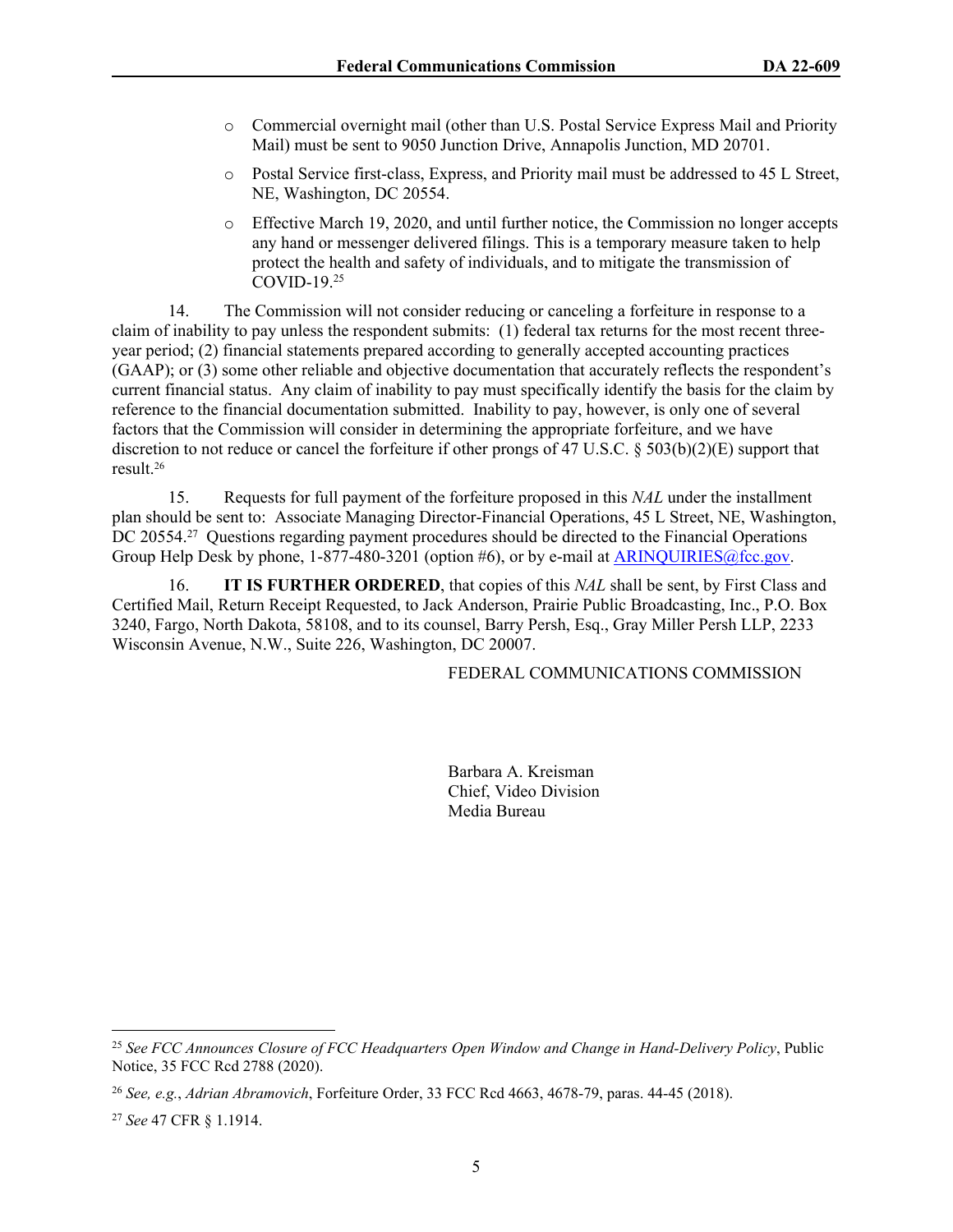- Commercial overnight mail (other than U.S. Postal Service Express Mail and Priority Mail) must be sent to 9050 Junction Drive, Annapolis Junction, MD 20701.
- Postal Service first-class, Express, and Priority mail must be addressed to 45 L Street, NE, Washington, DC 20554.
- Effective March 19, 2020, and until further notice, the Commission no longer accepts any hand or messenger delivered filings. This is a temporary measure taken to help protect the health and safety of individuals, and to mitigate the transmission of COVID-19.[25]

14. The Commission will not consider reducing or canceling a forfeiture in response to a claim of inability to pay unless the respondent submits: (1) federal tax returns for the most recent three-year period; (2) financial statements prepared according to generally accepted accounting practices (GAAP); or (3) some other reliable and objective documentation that accurately reflects the respondent's current financial status. Any claim of inability to pay must specifically identify the basis for the claim by reference to the financial documentation submitted. Inability to pay, however, is only one of several factors that the Commission will consider in determining the appropriate forfeiture, and we have discretion to not reduce or cancel the forfeiture if other prongs of 47 U.S.C. § 503(b)(2)(E) support that result.[26]

15. Requests for full payment of the forfeiture proposed in this *NAL* under the installment plan should be sent to: Associate Managing Director-Financial Operations, 45 L Street, NE, Washington, DC 20554.[27] Questions regarding payment procedures should be directed to the Financial Operations Group Help Desk by phone, 1-877-480-3201 (option #6), or by e-mail at ARINQUIRIES@fcc.gov.

16. **IT IS FURTHER ORDERED**, that copies of this *NAL* shall be sent, by First Class and Certified Mail, Return Receipt Requested, to Jack Anderson, Prairie Public Broadcasting, Inc., P.O. Box 3240, Fargo, North Dakota, 58108, and to its counsel, Barry Persh, Esq., Gray Miller Persh LLP, 2233 Wisconsin Avenue, N.W., Suite 226, Washington, DC 20007.

FEDERAL COMMUNICATIONS COMMISSION

Barbara A. Kreisman
Chief, Video Division
Media Bureau

---

[25] *See FCC Announces Closure of FCC Headquarters Open Window and Change in Hand-Delivery Policy*, Public Notice, 35 FCC Rcd 2788 (2020).

[26] *See, e.g.*, *Adrian Abramovich*, Forfeiture Order, 33 FCC Rcd 4663, 4678-79, paras. 44-45 (2018).

[27] *See* 47 CFR § 1.1914.